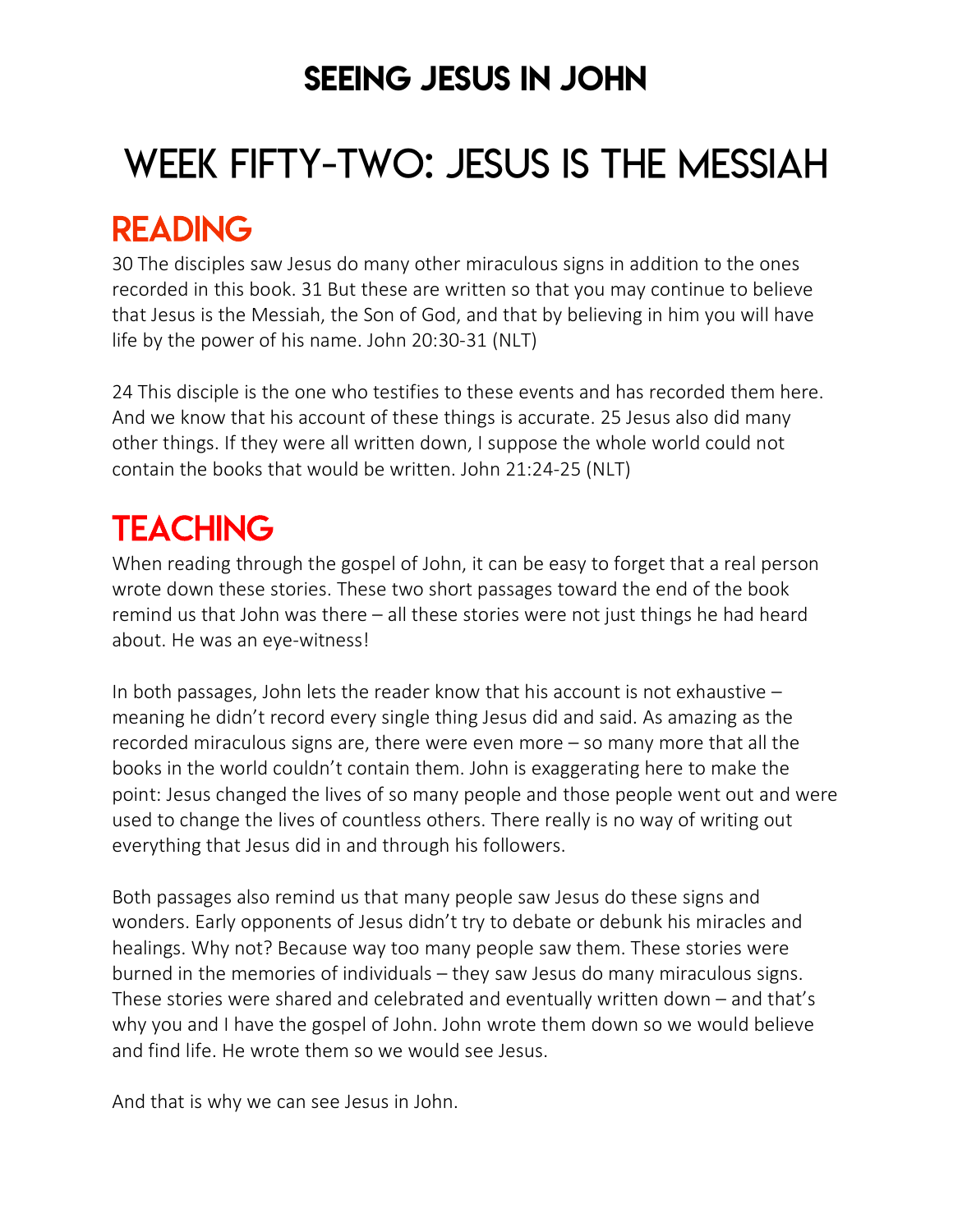# SEEING JESUS IN JOHN

# WEEK FIFTY-TWO: JESUS IS THE MESSIAH

## READING

30 The disciples saw Jesus do many other miraculous signs in addition to the ones recorded in this book. 31 But these are written so that you may continue to believe that Jesus is the Messiah, the Son of God, and that by believing in him you will have life by the power of his name. John 20:30-31 (NLT)

24 This disciple is the one who testifies to these events and has recorded them here. And we know that his account of these things is accurate. 25 Jesus also did many other things. If they were all written down, I suppose the whole world could not contain the books that would be written. John 21:24-25 (NLT)

## TEACHING

When reading through the gospel of John, it can be easy to forget that a real person wrote down these stories. These two short passages toward the end of the book remind us that John was there – all these stories were not just things he had heard about. He was an eye-witness!

In both passages, John lets the reader know that his account is not exhaustive – meaning he didn't record every single thing Jesus did and said. As amazing as the recorded miraculous signs are, there were even more – so many more that all the books in the world couldn't contain them. John is exaggerating here to make the point: Jesus changed the lives of so many people and those people went out and were used to change the lives of countless others. There really is no way of writing out everything that Jesus did in and through his followers.

Both passages also remind us that many people saw Jesus do these signs and wonders. Early opponents of Jesus didn't try to debate or debunk his miracles and healings. Why not? Because way too many people saw them. These stories were burned in the memories of individuals – they saw Jesus do many miraculous signs. These stories were shared and celebrated and eventually written down – and that's why you and I have the gospel of John. John wrote them down so we would believe and find life. He wrote them so we would see Jesus.

And that is why we can see Jesus in John.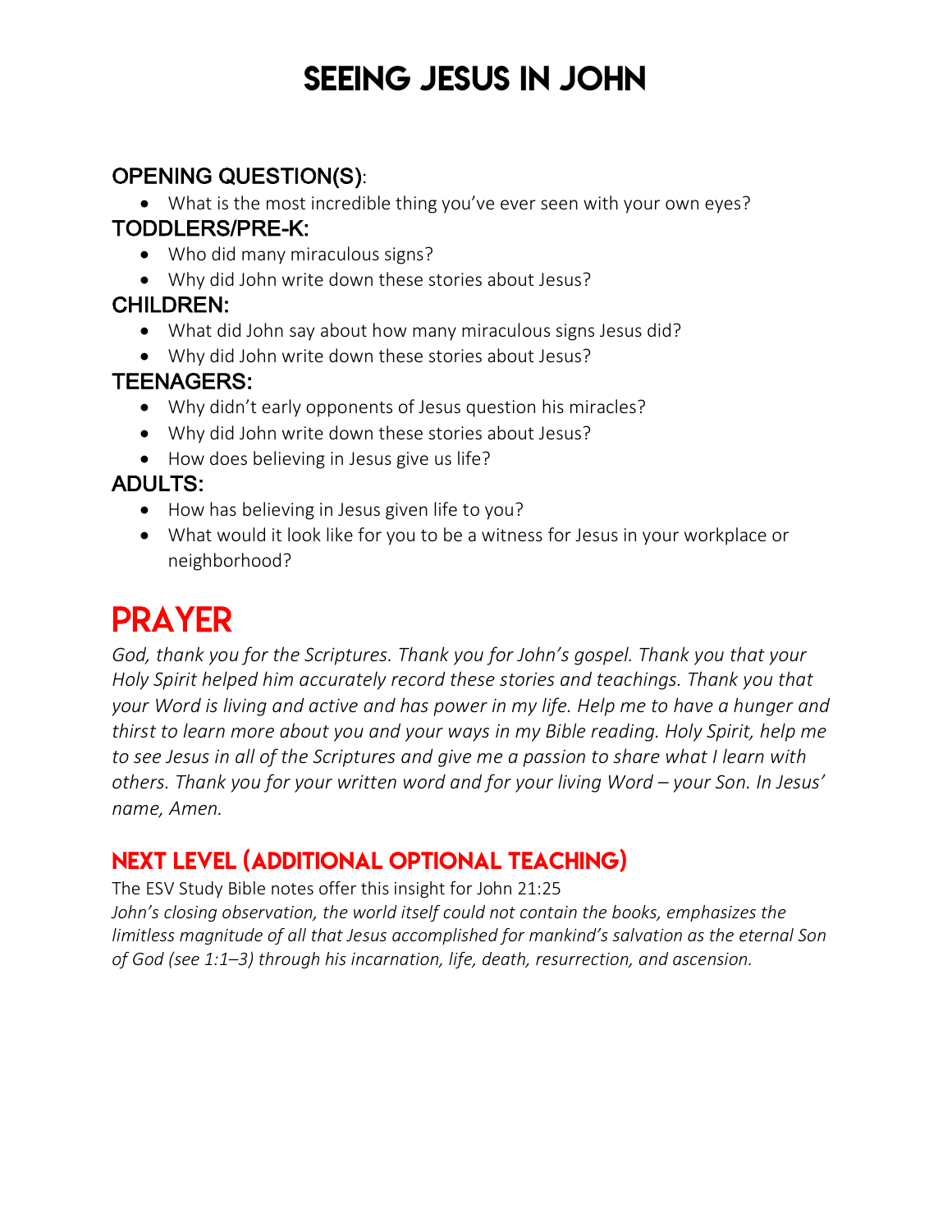# SEEING JESUS IN JOHN

### OPENING QUESTION(S):

- What is the most incredible thing you've ever seen with your own eyes?

### TODDLERS/PRE-K:

- Who did many miraculous signs?
- Why did John write down these stories about Jesus?

### CHILDREN:

- What did John say about how many miraculous signs Jesus did?
- Why did John write down these stories about Jesus?

### TEENAGERS:

- Why didn't early opponents of Jesus question his miracles?
- Why did John write down these stories about Jesus?
- How does believing in Jesus give us life?

### ADULTS:

- How has believing in Jesus given life to you?
- What would it look like for you to be a witness for Jesus in your workplace or neighborhood?

# PRAYER

*God, thank you for the Scriptures. Thank you for John's gospel. Thank you that your Holy Spirit helped him accurately record these stories and teachings. Thank you that your Word is living and active and has power in my life. Help me to have a hunger and thirst to learn more about you and your ways in my Bible reading. Holy Spirit, help me to see Jesus in all of the Scriptures and give me a passion to share what I learn with others. Thank you for your written word and for your living Word – your Son. In Jesus' name, Amen.*

## NEXT LEVEL (ADDITIONAL OPTIONAL TEACHING)

The ESV Study Bible notes offer this insight for John 21:25

*John's closing observation, the world itself could not contain the books, emphasizes the limitless magnitude of all that Jesus accomplished for mankind's salvation as the eternal Son of God (see 1:1–3) through his incarnation, life, death, resurrection, and ascension.*